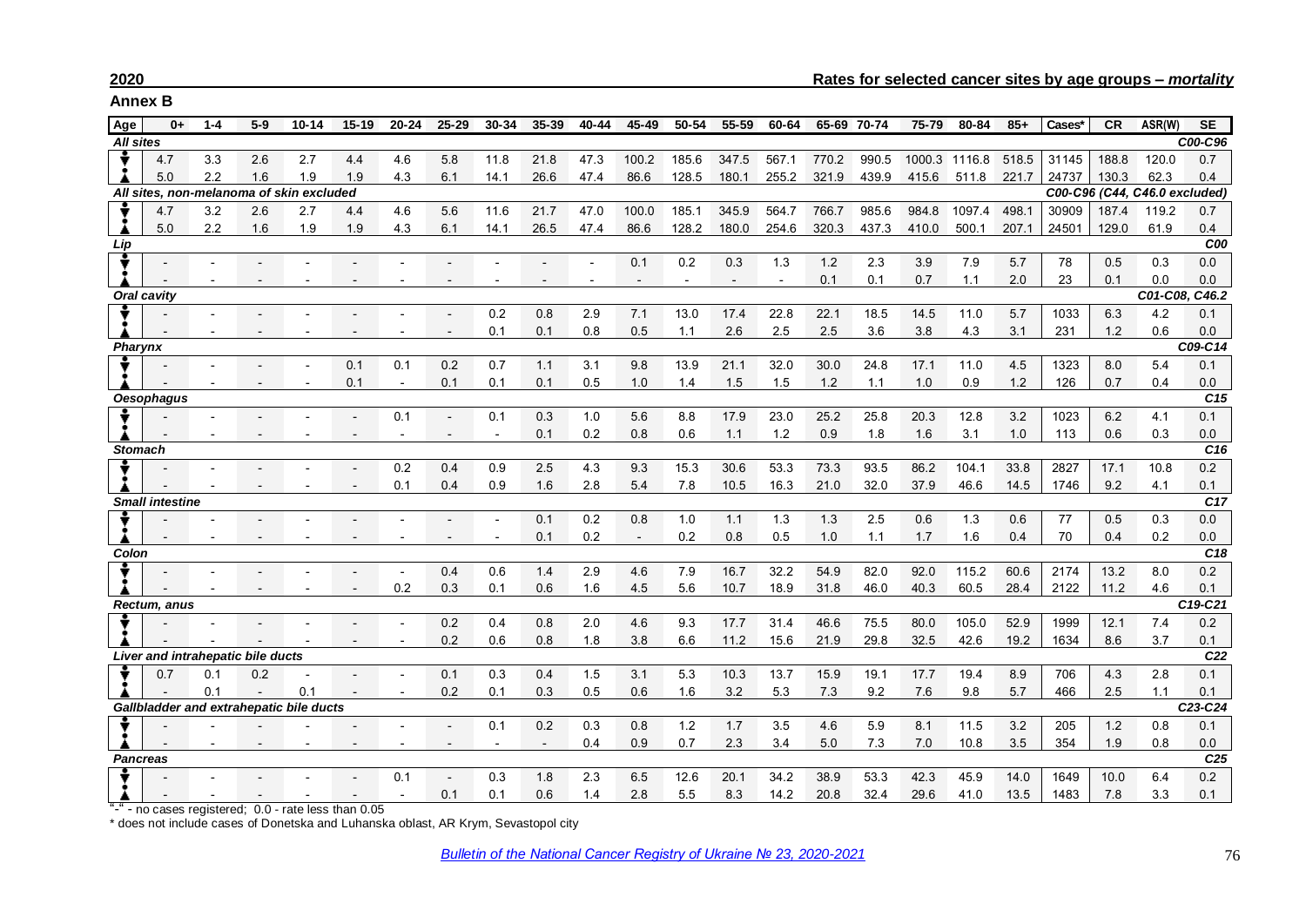## Annex B

### Rates for selected cancer sites by age groups – *mortality*

| Age | 0+ | 1-4 | 5-9 | 10-14 | 15-19 | 20-24 | 25-29 | 30-34 | 35-39 | 40-44 | 45-49 | 50-54 | 55-59 | 60-64 | 65-69 | 70-74 | 75-79 | 80-84 | 85+ | Cases* | CR | ASR(W) | SE |
|---|---|---|---|---|---|---|---|---|---|---|---|---|---|---|---|---|---|---|---|---|---|---|---|
| ***All sites*** | | | | | | | | | | | | | | | | | | | | | | | ***C00-C96*** |
| ♂ | 4.7 | 3.3 | 2.6 | 2.7 | 4.4 | 4.6 | 5.8 | 11.8 | 21.8 | 47.3 | 100.2 | 185.6 | 347.5 | 567.1 | 770.2 | 990.5 | 1000.3 | 1116.8 | 518.5 | 31145 | 188.8 | 120.0 | 0.7 |
| ♀ | 5.0 | 2.2 | 1.6 | 1.9 | 1.9 | 4.3 | 6.1 | 14.1 | 26.6 | 47.4 | 86.6 | 128.5 | 180.1 | 255.2 | 321.9 | 439.9 | 415.6 | 511.8 | 221.7 | 24737 | 130.3 | 62.3 | 0.4 |
| ***All sites, non-melanoma of skin excluded*** | | | | | | | | | | | | | | | | | | | | ***C00-C96 (C44, C46.0 excluded)*** | | | |
| ♂ | 4.7 | 3.2 | 2.6 | 2.7 | 4.4 | 4.6 | 5.6 | 11.6 | 21.7 | 47.0 | 100.0 | 185.1 | 345.9 | 564.7 | 766.7 | 985.6 | 984.8 | 1097.4 | 498.1 | 30909 | 187.4 | 119.2 | 0.7 |
| ♀ | 5.0 | 2.2 | 1.6 | 1.9 | 1.9 | 4.3 | 6.1 | 14.1 | 26.5 | 47.4 | 86.6 | 128.2 | 180.0 | 254.6 | 320.3 | 437.3 | 410.0 | 500.1 | 207.1 | 24501 | 129.0 | 61.9 | 0.4 |
| ***Lip*** | | | | | | | | | | | | | | | | | | | | | | | ***C00*** |
| ♂ | - | - | - | - | - | - | - | - | - | - | 0.1 | 0.2 | 0.3 | 1.3 | 1.2 | 2.3 | 3.9 | 7.9 | 5.7 | 78 | 0.5 | 0.3 | 0.0 |
| ♀ | - | - | - | - | - | - | - | - | - | - | - | - | - | - | 0.1 | 0.1 | 0.7 | 1.1 | 2.0 | 23 | 0.1 | 0.0 | 0.0 |
| ***Oral cavity*** | | | | | | | | | | | | | | | | | | | | | | | ***C01-C08, C46.2*** |
| ♂ | - | - | - | - | - | - | - | 0.2 | 0.8 | 2.9 | 7.1 | 13.0 | 17.4 | 22.8 | 22.1 | 18.5 | 14.5 | 11.0 | 5.7 | 1033 | 6.3 | 4.2 | 0.1 |
| ♀ | - | - | - | - | - | - | - | 0.1 | 0.1 | 0.8 | 0.5 | 1.1 | 2.6 | 2.5 | 2.5 | 3.6 | 3.8 | 4.3 | 3.1 | 231 | 1.2 | 0.6 | 0.0 |
| ***Pharynx*** | | | | | | | | | | | | | | | | | | | | | | | ***C09-C14*** |
| ♂ | - | - | - | - | 0.1 | 0.1 | 0.2 | 0.7 | 1.1 | 3.1 | 9.8 | 13.9 | 21.1 | 32.0 | 30.0 | 24.8 | 17.1 | 11.0 | 4.5 | 1323 | 8.0 | 5.4 | 0.1 |
| ♀ | - | - | - | - | 0.1 | - | 0.1 | 0.1 | 0.1 | 0.5 | 1.0 | 1.4 | 1.5 | 1.5 | 1.2 | 1.1 | 1.0 | 0.9 | 1.2 | 126 | 0.7 | 0.4 | 0.0 |
| ***Oesophagus*** | | | | | | | | | | | | | | | | | | | | | | | ***C15*** |
| ♂ | - | - | - | - | - | 0.1 | - | 0.1 | 0.3 | 1.0 | 5.6 | 8.8 | 17.9 | 23.0 | 25.2 | 25.8 | 20.3 | 12.8 | 3.2 | 1023 | 6.2 | 4.1 | 0.1 |
| ♀ | - | - | - | - | - | - | - | - | 0.1 | 0.2 | 0.8 | 0.6 | 1.1 | 1.2 | 0.9 | 1.8 | 1.6 | 3.1 | 1.0 | 113 | 0.6 | 0.3 | 0.0 |
| ***Stomach*** | | | | | | | | | | | | | | | | | | | | | | | ***C16*** |
| ♂ | - | - | - | - | - | 0.2 | 0.4 | 0.9 | 2.5 | 4.3 | 9.3 | 15.3 | 30.6 | 53.3 | 73.3 | 93.5 | 86.2 | 104.1 | 33.8 | 2827 | 17.1 | 10.8 | 0.2 |
| ♀ | - | - | - | - | - | 0.1 | 0.4 | 0.9 | 1.6 | 2.8 | 5.4 | 7.8 | 10.5 | 16.3 | 21.0 | 32.0 | 37.9 | 46.6 | 14.5 | 1746 | 9.2 | 4.1 | 0.1 |
| ***Small intestine*** | | | | | | | | | | | | | | | | | | | | | | | ***C17*** |
| ♂ | - | - | - | - | - | - | - | - | 0.1 | 0.2 | 0.8 | 1.0 | 1.1 | 1.3 | 1.3 | 2.5 | 0.6 | 1.3 | 0.6 | 77 | 0.5 | 0.3 | 0.0 |
| ♀ | - | - | - | - | - | - | - | - | 0.1 | 0.2 | - | 0.2 | 0.8 | 0.5 | 1.0 | 1.1 | 1.7 | 1.6 | 0.4 | 70 | 0.4 | 0.2 | 0.0 |
| ***Colon*** | | | | | | | | | | | | | | | | | | | | | | | ***C18*** |
| ♂ | - | - | - | - | - | - | 0.4 | 0.6 | 1.4 | 2.9 | 4.6 | 7.9 | 16.7 | 32.2 | 54.9 | 82.0 | 92.0 | 115.2 | 60.6 | 2174 | 13.2 | 8.0 | 0.2 |
| ♀ | - | - | - | - | - | 0.2 | 0.3 | 0.1 | 0.6 | 1.6 | 4.5 | 5.6 | 10.7 | 18.9 | 31.8 | 46.0 | 40.3 | 60.5 | 28.4 | 2122 | 11.2 | 4.6 | 0.1 |
| ***Rectum, anus*** | | | | | | | | | | | | | | | | | | | | | | | ***C19-C21*** |
| ♂ | - | - | - | - | - | - | 0.2 | 0.4 | 0.8 | 2.0 | 4.6 | 9.3 | 17.7 | 31.4 | 46.6 | 75.5 | 80.0 | 105.0 | 52.9 | 1999 | 12.1 | 7.4 | 0.2 |
| ♀ | - | - | - | - | - | - | 0.2 | 0.6 | 0.8 | 1.8 | 3.8 | 6.6 | 11.2 | 15.6 | 21.9 | 29.8 | 32.5 | 42.6 | 19.2 | 1634 | 8.6 | 3.7 | 0.1 |
| ***Liver and intrahepatic bile ducts*** | | | | | | | | | | | | | | | | | | | | | | | ***C22*** |
| ♂ | 0.7 | 0.1 | 0.2 | - | - | - | 0.1 | 0.3 | 0.4 | 1.5 | 3.1 | 5.3 | 10.3 | 13.7 | 15.9 | 19.1 | 17.7 | 19.4 | 8.9 | 706 | 4.3 | 2.8 | 0.1 |
| ♀ | - | 0.1 | - | 0.1 | - | - | 0.2 | 0.1 | 0.3 | 0.5 | 0.6 | 1.6 | 3.2 | 5.3 | 7.3 | 9.2 | 7.6 | 9.8 | 5.7 | 466 | 2.5 | 1.1 | 0.1 |
| ***Gallbladder and extrahepatic bile ducts*** | | | | | | | | | | | | | | | | | | | | | | | ***C23-C24*** |
| ♂ | - | - | - | - | - | - | - | 0.1 | 0.2 | 0.3 | 0.8 | 1.2 | 1.7 | 3.5 | 4.6 | 5.9 | 8.1 | 11.5 | 3.2 | 205 | 1.2 | 0.8 | 0.1 |
| ♀ | - | - | - | - | - | - | - | - | - | 0.4 | 0.9 | 0.7 | 2.3 | 3.4 | 5.0 | 7.3 | 7.0 | 10.8 | 3.5 | 354 | 1.9 | 0.8 | 0.0 |
| ***Pancreas*** | | | | | | | | | | | | | | | | | | | | | | | ***C25*** |
| ♂ | - | - | - | - | - | 0.1 | - | 0.3 | 1.8 | 2.3 | 6.5 | 12.6 | 20.1 | 34.2 | 38.9 | 53.3 | 42.3 | 45.9 | 14.0 | 1649 | 10.0 | 6.4 | 0.2 |
| ♀ | - | - | - | - | - | - | 0.1 | 0.1 | 0.6 | 1.4 | 2.8 | 5.5 | 8.3 | 14.2 | 20.8 | 32.4 | 29.6 | 41.0 | 13.5 | 1483 | 7.8 | 3.3 | 0.1 |

"-" - no cases registered; 0.0 - rate less than 0.05

* does not include cases of Donetska and Luhanska oblast, AR Krym, Sevastopol city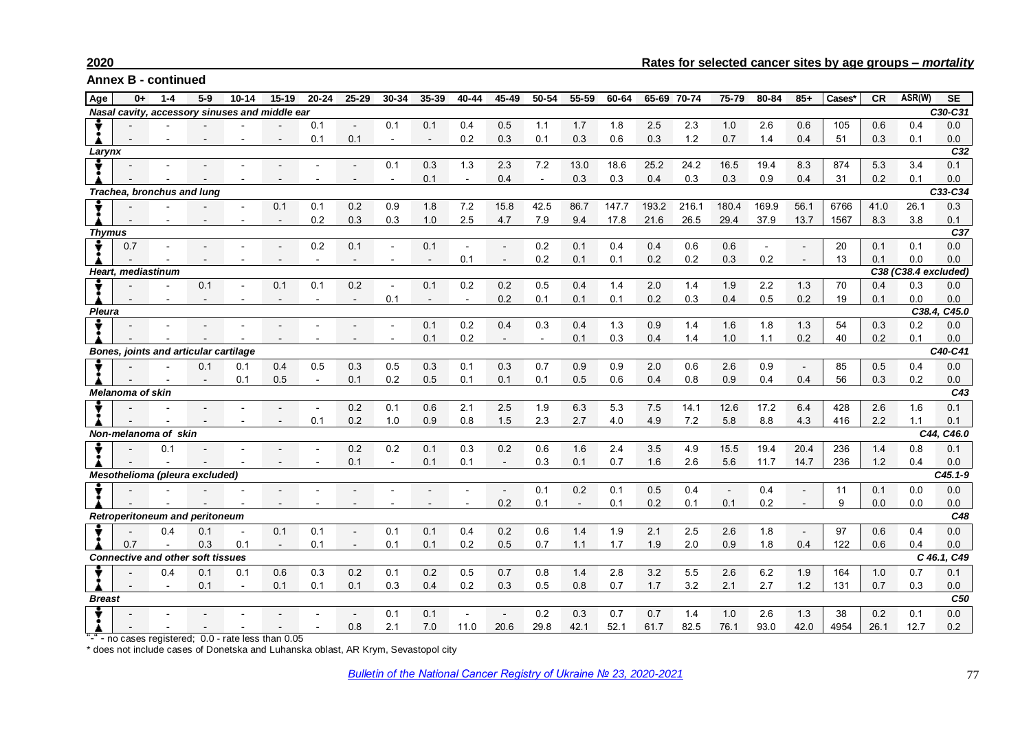## Annex B - continued

| Age | 0+ | 1-4 | 5-9 | 10-14 | 15-19 | 20-24 | 25-29 | 30-34 | 35-39 | 40-44 | 45-49 | 50-54 | 55-59 | 60-64 | 65-69 | 70-74 | 75-79 | 80-84 | 85+ | Cases* | CR | ASR(W) | SE |
|---|---|---|---|---|---|---|---|---|---|---|---|---|---|---|---|---|---|---|---|---|---|---|---|
| ***Nasal cavity, accessory sinuses and middle ear*** | | | | | | | | | | | | | | | | | | | | | | | *C30-C31* |
| ♂ | - | - | - | - | - | 0.1 | - | 0.1 | 0.1 | 0.4 | 0.5 | 1.1 | 1.7 | 1.8 | 2.5 | 2.3 | 1.0 | 2.6 | 0.6 | 105 | 0.6 | 0.4 | 0.0 |
| ♀ | - | - | - | - | - | 0.1 | 0.1 | - | - | 0.2 | 0.3 | 0.1 | 0.3 | 0.6 | 0.3 | 1.2 | 0.7 | 1.4 | 0.4 | 51 | 0.3 | 0.1 | 0.0 |
| ***Larynx*** | | | | | | | | | | | | | | | | | | | | | | | *C32* |
| ♂ | - | - | - | - | - | - | - | 0.1 | 0.3 | 1.3 | 2.3 | 7.2 | 13.0 | 18.6 | 25.2 | 24.2 | 16.5 | 19.4 | 8.3 | 874 | 5.3 | 3.4 | 0.1 |
| ♀ | - | - | - | - | - | - | - | - | 0.1 | - | 0.4 | - | 0.3 | 0.3 | 0.4 | 0.3 | 0.3 | 0.9 | 0.4 | 31 | 0.2 | 0.1 | 0.0 |
| ***Trachea, bronchus and lung*** | | | | | | | | | | | | | | | | | | | | | | | *C33-C34* |
| ♂ | - | - | - | - | 0.1 | 0.1 | 0.2 | 0.9 | 1.8 | 7.2 | 15.8 | 42.5 | 86.7 | 147.7 | 193.2 | 216.1 | 180.4 | 169.9 | 56.1 | 6766 | 41.0 | 26.1 | 0.3 |
| ♀ | - | - | - | - | - | 0.2 | 0.3 | 0.3 | 1.0 | 2.5 | 4.7 | 7.9 | 9.4 | 17.8 | 21.6 | 26.5 | 29.4 | 37.9 | 13.7 | 1567 | 8.3 | 3.8 | 0.1 |
| ***Thymus*** | | | | | | | | | | | | | | | | | | | | | | | *C37* |
| ♂ | 0.7 | - | - | - | - | 0.2 | 0.1 | - | 0.1 | - | - | 0.2 | 0.1 | 0.4 | 0.4 | 0.6 | 0.6 | - | - | 20 | 0.1 | 0.1 | 0.0 |
| ♀ | - | - | - | - | - | - | - | - | - | 0.1 | - | 0.2 | 0.1 | 0.1 | 0.2 | 0.2 | 0.3 | 0.2 | - | 13 | 0.1 | 0.0 | 0.0 |
| ***Heart, mediastinum*** | | | | | | | | | | | | | | | | | | | | | | | *C38 (C38.4 excluded)* |
| ♂ | - | - | 0.1 | - | 0.1 | 0.1 | 0.2 | - | 0.1 | 0.2 | 0.2 | 0.5 | 0.4 | 1.4 | 2.0 | 1.4 | 1.9 | 2.2 | 1.3 | 70 | 0.4 | 0.3 | 0.0 |
| ♀ | - | - | - | - | - | - | - | 0.1 | - | - | 0.2 | 0.1 | 0.1 | 0.1 | 0.2 | 0.3 | 0.4 | 0.5 | 0.2 | 19 | 0.1 | 0.0 | 0.0 |
| ***Pleura*** | | | | | | | | | | | | | | | | | | | | | | | *C38.4, C45.0* |
| ♂ | - | - | - | - | - | - | - | - | 0.1 | 0.2 | 0.4 | 0.3 | 0.4 | 1.3 | 0.9 | 1.4 | 1.6 | 1.8 | 1.3 | 54 | 0.3 | 0.2 | 0.0 |
| ♀ | - | - | - | - | - | - | - | - | 0.1 | 0.2 | - | - | 0.1 | 0.3 | 0.4 | 1.4 | 1.0 | 1.1 | 0.2 | 40 | 0.2 | 0.1 | 0.0 |
| ***Bones, joints and articular cartilage*** | | | | | | | | | | | | | | | | | | | | | | | *C40-C41* |
| ♂ | - | - | 0.1 | 0.1 | 0.4 | 0.5 | 0.3 | 0.5 | 0.3 | 0.1 | 0.3 | 0.7 | 0.9 | 0.9 | 2.0 | 0.6 | 2.6 | 0.9 | - | 85 | 0.5 | 0.4 | 0.0 |
| ♀ | - | - | - | 0.1 | 0.5 | - | 0.1 | 0.2 | 0.5 | 0.1 | 0.1 | 0.1 | 0.5 | 0.6 | 0.4 | 0.8 | 0.9 | 0.4 | 0.4 | 56 | 0.3 | 0.2 | 0.0 |
| ***Melanoma of skin*** | | | | | | | | | | | | | | | | | | | | | | | *C43* |
| ♂ | - | - | - | - | - | - | 0.2 | 0.1 | 0.6 | 2.1 | 2.5 | 1.9 | 6.3 | 5.3 | 7.5 | 14.1 | 12.6 | 17.2 | 6.4 | 428 | 2.6 | 1.6 | 0.1 |
| ♀ | - | - | - | - | - | 0.1 | 0.2 | 1.0 | 0.9 | 0.8 | 1.5 | 2.3 | 2.7 | 4.0 | 4.9 | 7.2 | 5.8 | 8.8 | 4.3 | 416 | 2.2 | 1.1 | 0.1 |
| ***Non-melanoma of skin*** | | | | | | | | | | | | | | | | | | | | | | | *C44, C46.0* |
| ♂ | - | 0.1 | - | - | - | - | 0.2 | 0.2 | 0.1 | 0.3 | 0.2 | 0.6 | 1.6 | 2.4 | 3.5 | 4.9 | 15.5 | 19.4 | 20.4 | 236 | 1.4 | 0.8 | 0.1 |
| ♀ | - | - | - | - | - | - | 0.1 | - | 0.1 | 0.1 | - | 0.3 | 0.1 | 0.7 | 1.6 | 2.6 | 5.6 | 11.7 | 14.7 | 236 | 1.2 | 0.4 | 0.0 |
| ***Mesothelioma (pleura excluded)*** | | | | | | | | | | | | | | | | | | | | | | | *C45.1-9* |
| ♂ | - | - | - | - | - | - | - | - | - | - | - | 0.1 | 0.2 | 0.1 | 0.5 | 0.4 | - | 0.4 | - | 11 | 0.1 | 0.0 | 0.0 |
| ♀ | - | - | - | - | - | - | - | - | - | - | 0.2 | 0.1 | - | 0.1 | 0.2 | 0.1 | 0.1 | 0.2 | - | 9 | 0.0 | 0.0 | 0.0 |
| ***Retroperitoneum and peritoneum*** | | | | | | | | | | | | | | | | | | | | | | | *C48* |
| ♂ | - | 0.4 | 0.1 | - | 0.1 | 0.1 | - | 0.1 | 0.1 | 0.4 | 0.2 | 0.6 | 1.4 | 1.9 | 2.1 | 2.5 | 2.6 | 1.8 | - | 97 | 0.6 | 0.4 | 0.0 |
| ♀ | 0.7 | - | 0.3 | 0.1 | - | 0.1 | - | 0.1 | 0.1 | 0.2 | 0.5 | 0.7 | 1.1 | 1.7 | 1.9 | 2.0 | 0.9 | 1.8 | 0.4 | 122 | 0.6 | 0.4 | 0.0 |
| ***Connective and other soft tissues*** | | | | | | | | | | | | | | | | | | | | | | | *C 46.1, C49* |
| ♂ | - | 0.4 | 0.1 | 0.1 | 0.6 | 0.3 | 0.2 | 0.1 | 0.2 | 0.5 | 0.7 | 0.8 | 1.4 | 2.8 | 3.2 | 5.5 | 2.6 | 6.2 | 1.9 | 164 | 1.0 | 0.7 | 0.1 |
| ♀ | - | - | 0.1 | - | 0.1 | 0.1 | 0.1 | 0.3 | 0.4 | 0.2 | 0.3 | 0.5 | 0.8 | 0.7 | 1.7 | 3.2 | 2.1 | 2.7 | 1.2 | 131 | 0.7 | 0.3 | 0.0 |
| ***Breast*** | | | | | | | | | | | | | | | | | | | | | | | *C50* |
| ♂ | - | - | - | - | - | - | - | 0.1 | 0.1 | - | - | 0.2 | 0.3 | 0.7 | 0.7 | 1.4 | 1.0 | 2.6 | 1.3 | 38 | 0.2 | 0.1 | 0.0 |
| ♀ | - | - | - | - | - | - | 0.8 | 2.1 | 7.0 | 11.0 | 20.6 | 29.8 | 42.1 | 52.1 | 61.7 | 82.5 | 76.1 | 93.0 | 42.0 | 4954 | 26.1 | 12.7 | 0.2 |

"-" - no cases registered; 0.0 - rate less than 0.05

\* does not include cases of Donetska and Luhanska oblast, AR Krym, Sevastopol city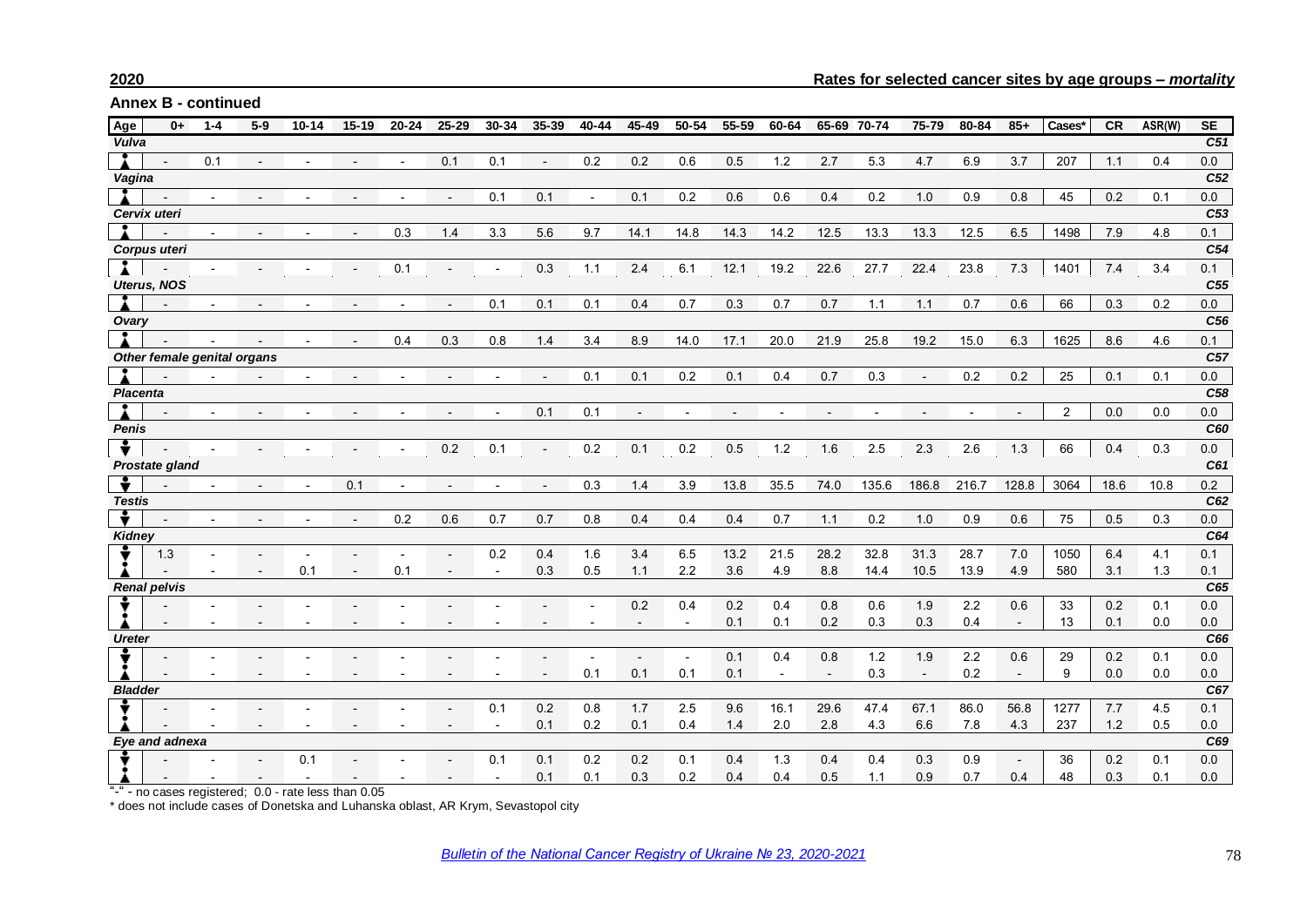**2020** **Rates for selected cancer sites by age groups – *mortality***

## Annex B - continued

| Age | 0+ | 1-4 | 5-9 | 10-14 | 15-19 | 20-24 | 25-29 | 30-34 | 35-39 | 40-44 | 45-49 | 50-54 | 55-59 | 60-64 | 65-69 | 70-74 | 75-79 | 80-84 | 85+ | Cases* | CR | ASR(W) | SE |
|---|---|---|---|---|---|---|---|---|---|---|---|---|---|---|---|---|---|---|---|---|---|---|---|
| ***Vulva*** | | | | | | | | | | | | | | | | | | | | | | | C51 |
| F | - | 0.1 | - | - | - | - | 0.1 | 0.1 | - | 0.2 | 0.2 | 0.6 | 0.5 | 1.2 | 2.7 | 5.3 | 4.7 | 6.9 | 3.7 | 207 | 1.1 | 0.4 | 0.0 |
| ***Vagina*** | | | | | | | | | | | | | | | | | | | | | | | C52 |
| F | - | - | - | - | - | - | - | 0.1 | 0.1 | - | 0.1 | 0.2 | 0.6 | 0.6 | 0.4 | 0.2 | 1.0 | 0.9 | 0.8 | 45 | 0.2 | 0.1 | 0.0 |
| ***Cervix uteri*** | | | | | | | | | | | | | | | | | | | | | | | C53 |
| F | - | - | - | - | - | 0.3 | 1.4 | 3.3 | 5.6 | 9.7 | 14.1 | 14.8 | 14.3 | 14.2 | 12.5 | 13.3 | 13.3 | 12.5 | 6.5 | 1498 | 7.9 | 4.8 | 0.1 |
| ***Corpus uteri*** | | | | | | | | | | | | | | | | | | | | | | | C54 |
| F | - | - | - | - | - | 0.1 | - | - | 0.3 | 1.1 | 2.4 | 6.1 | 12.1 | 19.2 | 22.6 | 27.7 | 22.4 | 23.8 | 7.3 | 1401 | 7.4 | 3.4 | 0.1 |
| ***Uterus, NOS*** | | | | | | | | | | | | | | | | | | | | | | | C55 |
| F | - | - | - | - | - | - | - | 0.1 | 0.1 | 0.1 | 0.4 | 0.7 | 0.3 | 0.7 | 0.7 | 1.1 | 1.1 | 0.7 | 0.6 | 66 | 0.3 | 0.2 | 0.0 |
| ***Ovary*** | | | | | | | | | | | | | | | | | | | | | | | C56 |
| F | - | - | - | - | - | 0.4 | 0.3 | 0.8 | 1.4 | 3.4 | 8.9 | 14.0 | 17.1 | 20.0 | 21.9 | 25.8 | 19.2 | 15.0 | 6.3 | 1625 | 8.6 | 4.6 | 0.1 |
| ***Other female genital organs*** | | | | | | | | | | | | | | | | | | | | | | | C57 |
| F | - | - | - | - | - | - | - | - | - | 0.1 | 0.1 | 0.2 | 0.1 | 0.4 | 0.7 | 0.3 | - | 0.2 | 0.2 | 25 | 0.1 | 0.1 | 0.0 |
| ***Placenta*** | | | | | | | | | | | | | | | | | | | | | | | C58 |
| F | - | - | - | - | - | - | - | - | 0.1 | 0.1 | - | - | - | - | - | - | - | - | - | 2 | 0.0 | 0.0 | 0.0 |
| ***Penis*** | | | | | | | | | | | | | | | | | | | | | | | C60 |
| M | - | - | - | - | - | - | 0.2 | 0.1 | - | 0.2 | 0.1 | 0.2 | 0.5 | 1.2 | 1.6 | 2.5 | 2.3 | 2.6 | 1.3 | 66 | 0.4 | 0.3 | 0.0 |
| ***Prostate gland*** | | | | | | | | | | | | | | | | | | | | | | | C61 |
| M | - | - | - | - | 0.1 | - | - | - | - | 0.3 | 1.4 | 3.9 | 13.8 | 35.5 | 74.0 | 135.6 | 186.8 | 216.7 | 128.8 | 3064 | 18.6 | 10.8 | 0.2 |
| ***Testis*** | | | | | | | | | | | | | | | | | | | | | | | C62 |
| M | - | - | - | - | - | 0.2 | 0.6 | 0.7 | 0.7 | 0.8 | 0.4 | 0.4 | 0.4 | 0.7 | 1.1 | 0.2 | 1.0 | 0.9 | 0.6 | 75 | 0.5 | 0.3 | 0.0 |
| ***Kidney*** | | | | | | | | | | | | | | | | | | | | | | | C64 |
| M | 1.3 | - | - | - | - | - | - | 0.2 | 0.4 | 1.6 | 3.4 | 6.5 | 13.2 | 21.5 | 28.2 | 32.8 | 31.3 | 28.7 | 7.0 | 1050 | 6.4 | 4.1 | 0.1 |
| F | - | - | - | 0.1 | - | 0.1 | - | - | 0.3 | 0.5 | 1.1 | 2.2 | 3.6 | 4.9 | 8.8 | 14.4 | 10.5 | 13.9 | 4.9 | 580 | 3.1 | 1.3 | 0.1 |
| ***Renal pelvis*** | | | | | | | | | | | | | | | | | | | | | | | C65 |
| M | - | - | - | - | - | - | - | - | - | - | 0.2 | 0.4 | 0.2 | 0.4 | 0.8 | 0.6 | 1.9 | 2.2 | 0.6 | 33 | 0.2 | 0.1 | 0.0 |
| F | - | - | - | - | - | - | - | - | - | - | - | - | 0.1 | 0.1 | 0.2 | 0.3 | 0.3 | 0.4 | - | 13 | 0.1 | 0.0 | 0.0 |
| ***Ureter*** | | | | | | | | | | | | | | | | | | | | | | | C66 |
| M | - | - | - | - | - | - | - | - | - | - | - | - | 0.1 | 0.4 | 0.8 | 1.2 | 1.9 | 2.2 | 0.6 | 29 | 0.2 | 0.1 | 0.0 |
| F | - | - | - | - | - | - | - | - | - | 0.1 | 0.1 | 0.1 | 0.1 | - | - | 0.3 | - | 0.2 | - | 9 | 0.0 | 0.0 | 0.0 |
| ***Bladder*** | | | | | | | | | | | | | | | | | | | | | | | C67 |
| M | - | - | - | - | - | - | - | 0.1 | 0.2 | 0.8 | 1.7 | 2.5 | 9.6 | 16.1 | 29.6 | 47.4 | 67.1 | 86.0 | 56.8 | 1277 | 7.7 | 4.5 | 0.1 |
| F | - | - | - | - | - | - | - | - | 0.1 | 0.2 | 0.1 | 0.4 | 1.4 | 2.0 | 2.8 | 4.3 | 6.6 | 7.8 | 4.3 | 237 | 1.2 | 0.5 | 0.0 |
| ***Eye and adnexa*** | | | | | | | | | | | | | | | | | | | | | | | C69 |
| M | - | - | - | 0.1 | - | - | - | 0.1 | 0.1 | 0.2 | 0.2 | 0.1 | 0.4 | 1.3 | 0.4 | 0.4 | 0.3 | 0.9 | - | 36 | 0.2 | 0.1 | 0.0 |
| F | - | - | - | - | - | - | - | - | 0.1 | 0.1 | 0.3 | 0.2 | 0.4 | 0.4 | 0.5 | 1.1 | 0.9 | 0.7 | 0.4 | 48 | 0.3 | 0.1 | 0.0 |

"-" - no cases registered; 0.0 - rate less than 0.05

\* does not include cases of Donetska and Luhanska oblast, AR Krym, Sevastopol city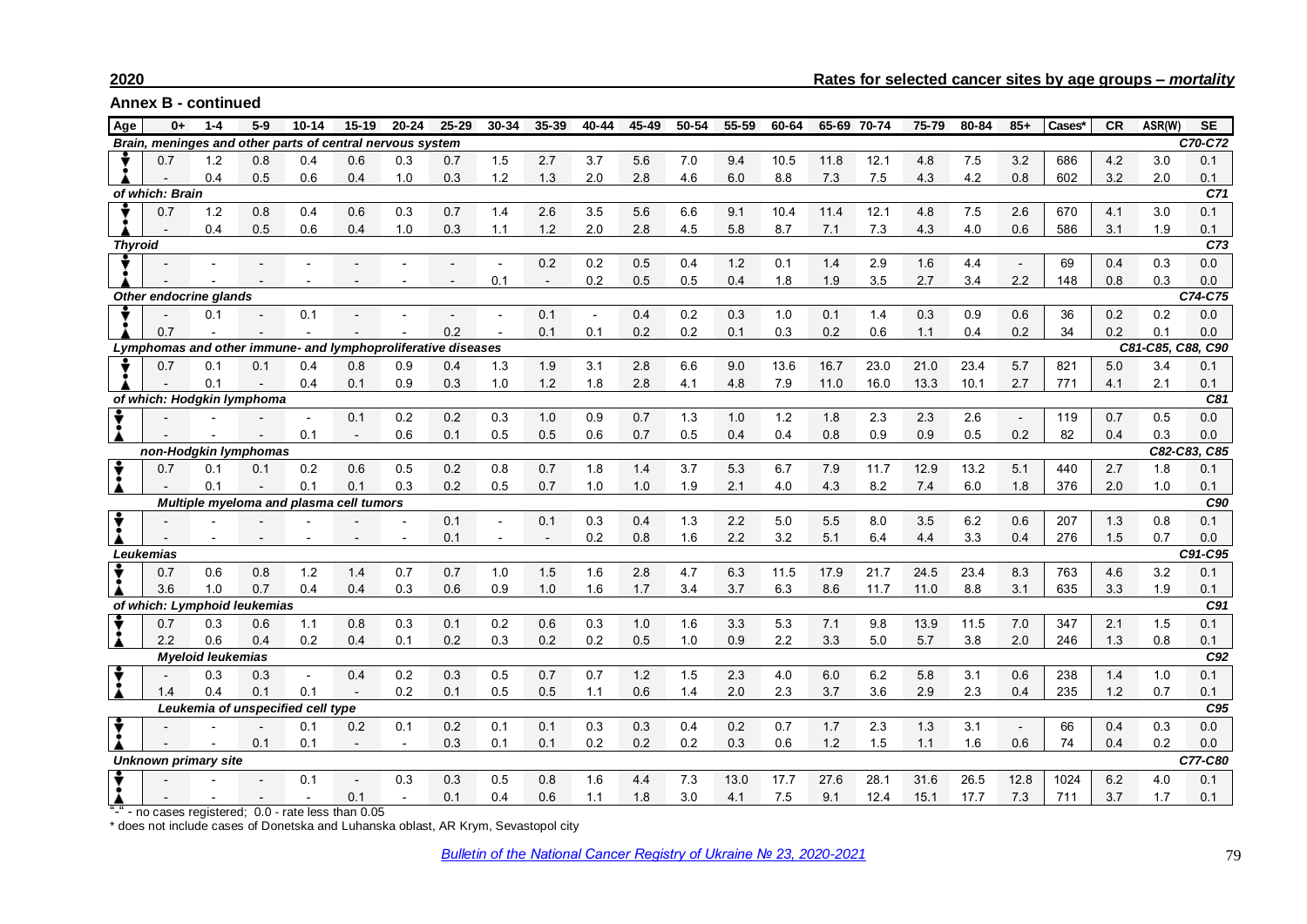## Rates for selected cancer sites by age groups – *mortality*

### Annex B - continued

| Age | 0+ | 1-4 | 5-9 | 10-14 | 15-19 | 20-24 | 25-29 | 30-34 | 35-39 | 40-44 | 45-49 | 50-54 | 55-59 | 60-64 | 65-69 | 70-74 | 75-79 | 80-84 | 85+ | Cases* | CR | ASR(W) | SE |
|---|---|---|---|---|---|---|---|---|---|---|---|---|---|---|---|---|---|---|---|---|---|---|---|
| ***Brain, meninges and other parts of central nervous system*** | | | | | | | | | | | | | | | | | | | | | | | ***C70-C72*** |
| Male | 0.7 | 1.2 | 0.8 | 0.4 | 0.6 | 0.3 | 0.7 | 1.5 | 2.7 | 3.7 | 5.6 | 7.0 | 9.4 | 10.5 | 11.8 | 12.1 | 4.8 | 7.5 | 3.2 | 686 | 4.2 | 3.0 | 0.1 |
| Female | - | 0.4 | 0.5 | 0.6 | 0.4 | 1.0 | 0.3 | 1.2 | 1.3 | 2.0 | 2.8 | 4.6 | 6.0 | 8.8 | 7.3 | 7.5 | 4.3 | 4.2 | 0.8 | 602 | 3.2 | 2.0 | 0.1 |
| ***of which: Brain*** | | | | | | | | | | | | | | | | | | | | | | | ***C71*** |
| Male | 0.7 | 1.2 | 0.8 | 0.4 | 0.6 | 0.3 | 0.7 | 1.4 | 2.6 | 3.5 | 5.6 | 6.6 | 9.1 | 10.4 | 11.4 | 12.1 | 4.8 | 7.5 | 2.6 | 670 | 4.1 | 3.0 | 0.1 |
| Female | - | 0.4 | 0.5 | 0.6 | 0.4 | 1.0 | 0.3 | 1.1 | 1.2 | 2.0 | 2.8 | 4.5 | 5.8 | 8.7 | 7.1 | 7.3 | 4.3 | 4.0 | 0.6 | 586 | 3.1 | 1.9 | 0.1 |
| ***Thyroid*** | | | | | | | | | | | | | | | | | | | | | | | ***C73*** |
| Male | - | - | - | - | - | - | - | - | 0.2 | 0.2 | 0.5 | 0.4 | 1.2 | 0.1 | 1.4 | 2.9 | 1.6 | 4.4 | - | 69 | 0.4 | 0.3 | 0.0 |
| Female | - | - | - | - | - | - | - | 0.1 | - | 0.2 | 0.5 | 0.5 | 0.4 | 1.8 | 1.9 | 3.5 | 2.7 | 3.4 | 2.2 | 148 | 0.8 | 0.3 | 0.0 |
| ***Other endocrine glands*** | | | | | | | | | | | | | | | | | | | | | | | ***C74-C75*** |
| Male | - | 0.1 | - | 0.1 | - | - | - | - | 0.1 | - | 0.4 | 0.2 | 0.3 | 1.0 | 0.1 | 1.4 | 0.3 | 0.9 | 0.6 | 36 | 0.2 | 0.2 | 0.0 |
| Female | 0.7 | - | - | - | - | - | 0.2 | - | 0.1 | 0.1 | 0.2 | 0.2 | 0.1 | 0.3 | 0.2 | 0.6 | 1.1 | 0.4 | 0.2 | 34 | 0.2 | 0.1 | 0.0 |
| ***Lymphomas and other immune- and lymphoproliferative diseases*** | | | | | | | | | | | | | | | | | | | | | | | ***C81-C85, C88, C90*** |
| Male | 0.7 | 0.1 | 0.1 | 0.4 | 0.8 | 0.9 | 0.4 | 1.3 | 1.9 | 3.1 | 2.8 | 6.6 | 9.0 | 13.6 | 16.7 | 23.0 | 21.0 | 23.4 | 5.7 | 821 | 5.0 | 3.4 | 0.1 |
| Female | - | 0.1 | - | 0.4 | 0.1 | 0.9 | 0.3 | 1.0 | 1.2 | 1.8 | 2.8 | 4.1 | 4.8 | 7.9 | 11.0 | 16.0 | 13.3 | 10.1 | 2.7 | 771 | 4.1 | 2.1 | 0.1 |
| ***of which: Hodgkin lymphoma*** | | | | | | | | | | | | | | | | | | | | | | | ***C81*** |
| Male | - | - | - | - | 0.1 | 0.2 | 0.2 | 0.3 | 1.0 | 0.9 | 0.7 | 1.3 | 1.0 | 1.2 | 1.8 | 2.3 | 2.3 | 2.6 | - | 119 | 0.7 | 0.5 | 0.0 |
| Female | - | - | - | 0.1 | - | 0.6 | 0.1 | 0.5 | 0.5 | 0.6 | 0.7 | 0.5 | 0.4 | 0.4 | 0.8 | 0.9 | 0.9 | 0.5 | 0.2 | 82 | 0.4 | 0.3 | 0.0 |
| ***non-Hodgkin lymphomas*** | | | | | | | | | | | | | | | | | | | | | | | ***C82-C83, C85*** |
| Male | 0.7 | 0.1 | 0.1 | 0.2 | 0.6 | 0.5 | 0.2 | 0.8 | 0.7 | 1.8 | 1.4 | 3.7 | 5.3 | 6.7 | 7.9 | 11.7 | 12.9 | 13.2 | 5.1 | 440 | 2.7 | 1.8 | 0.1 |
| Female | - | 0.1 | - | 0.1 | 0.1 | 0.3 | 0.2 | 0.5 | 0.7 | 1.0 | 1.0 | 1.9 | 2.1 | 4.0 | 4.3 | 8.2 | 7.4 | 6.0 | 1.8 | 376 | 2.0 | 1.0 | 0.1 |
| ***Multiple myeloma and plasma cell tumors*** | | | | | | | | | | | | | | | | | | | | | | | ***C90*** |
| Male | - | - | - | - | - | - | 0.1 | - | 0.1 | 0.3 | 0.4 | 1.3 | 2.2 | 5.0 | 5.5 | 8.0 | 3.5 | 6.2 | 0.6 | 207 | 1.3 | 0.8 | 0.1 |
| Female | - | - | - | - | - | - | 0.1 | - | - | 0.2 | 0.8 | 1.6 | 2.2 | 3.2 | 5.1 | 6.4 | 4.4 | 3.3 | 0.4 | 276 | 1.5 | 0.7 | 0.0 |
| ***Leukemias*** | | | | | | | | | | | | | | | | | | | | | | | ***C91-C95*** |
| Male | 0.7 | 0.6 | 0.8 | 1.2 | 1.4 | 0.7 | 0.7 | 1.0 | 1.5 | 1.6 | 2.8 | 4.7 | 6.3 | 11.5 | 17.9 | 21.7 | 24.5 | 23.4 | 8.3 | 763 | 4.6 | 3.2 | 0.1 |
| Female | 3.6 | 1.0 | 0.7 | 0.4 | 0.4 | 0.3 | 0.6 | 0.9 | 1.0 | 1.6 | 1.7 | 3.4 | 3.7 | 6.3 | 8.6 | 11.7 | 11.0 | 8.8 | 3.1 | 635 | 3.3 | 1.9 | 0.1 |
| ***of which: Lymphoid leukemias*** | | | | | | | | | | | | | | | | | | | | | | | ***C91*** |
| Male | 0.7 | 0.3 | 0.6 | 1.1 | 0.8 | 0.3 | 0.1 | 0.2 | 0.6 | 0.3 | 1.0 | 1.6 | 3.3 | 5.3 | 7.1 | 9.8 | 13.9 | 11.5 | 7.0 | 347 | 2.1 | 1.5 | 0.1 |
| Female | 2.2 | 0.6 | 0.4 | 0.2 | 0.4 | 0.1 | 0.2 | 0.3 | 0.2 | 0.2 | 0.5 | 1.0 | 0.9 | 2.2 | 3.3 | 5.0 | 5.7 | 3.8 | 2.0 | 246 | 1.3 | 0.8 | 0.1 |
| ***Myeloid leukemias*** | | | | | | | | | | | | | | | | | | | | | | | ***C92*** |
| Male | - | 0.3 | 0.3 | - | 0.4 | 0.2 | 0.3 | 0.5 | 0.7 | 0.7 | 1.2 | 1.5 | 2.3 | 4.0 | 6.0 | 6.2 | 5.8 | 3.1 | 0.6 | 238 | 1.4 | 1.0 | 0.1 |
| Female | 1.4 | 0.4 | 0.1 | 0.1 | - | 0.2 | 0.1 | 0.5 | 0.5 | 1.1 | 0.6 | 1.4 | 2.0 | 2.3 | 3.7 | 3.6 | 2.9 | 2.3 | 0.4 | 235 | 1.2 | 0.7 | 0.1 |
| ***Leukemia of unspecified cell type*** | | | | | | | | | | | | | | | | | | | | | | | ***C95*** |
| Male | - | - | - | 0.1 | 0.2 | 0.1 | 0.2 | 0.1 | 0.1 | 0.3 | 0.3 | 0.4 | 0.2 | 0.7 | 1.7 | 2.3 | 1.3 | 3.1 | - | 66 | 0.4 | 0.3 | 0.0 |
| Female | - | - | 0.1 | 0.1 | - | - | 0.3 | 0.1 | 0.1 | 0.2 | 0.2 | 0.2 | 0.3 | 0.6 | 1.2 | 1.5 | 1.1 | 1.6 | 0.6 | 74 | 0.4 | 0.2 | 0.0 |
| ***Unknown primary site*** | | | | | | | | | | | | | | | | | | | | | | | ***C77-C80*** |
| Male | - | - | - | 0.1 | - | 0.3 | 0.3 | 0.5 | 0.8 | 1.6 | 4.4 | 7.3 | 13.0 | 17.7 | 27.6 | 28.1 | 31.6 | 26.5 | 12.8 | 1024 | 6.2 | 4.0 | 0.1 |
| Female | - | - | - | - | 0.1 | - | 0.1 | 0.4 | 0.6 | 1.1 | 1.8 | 3.0 | 4.1 | 7.5 | 9.1 | 12.4 | 15.1 | 17.7 | 7.3 | 711 | 3.7 | 1.7 | 0.1 |

"-" - no cases registered; 0.0 - rate less than 0.05

\* does not include cases of Donetska and Luhanska oblast, AR Krym, Sevastopol city